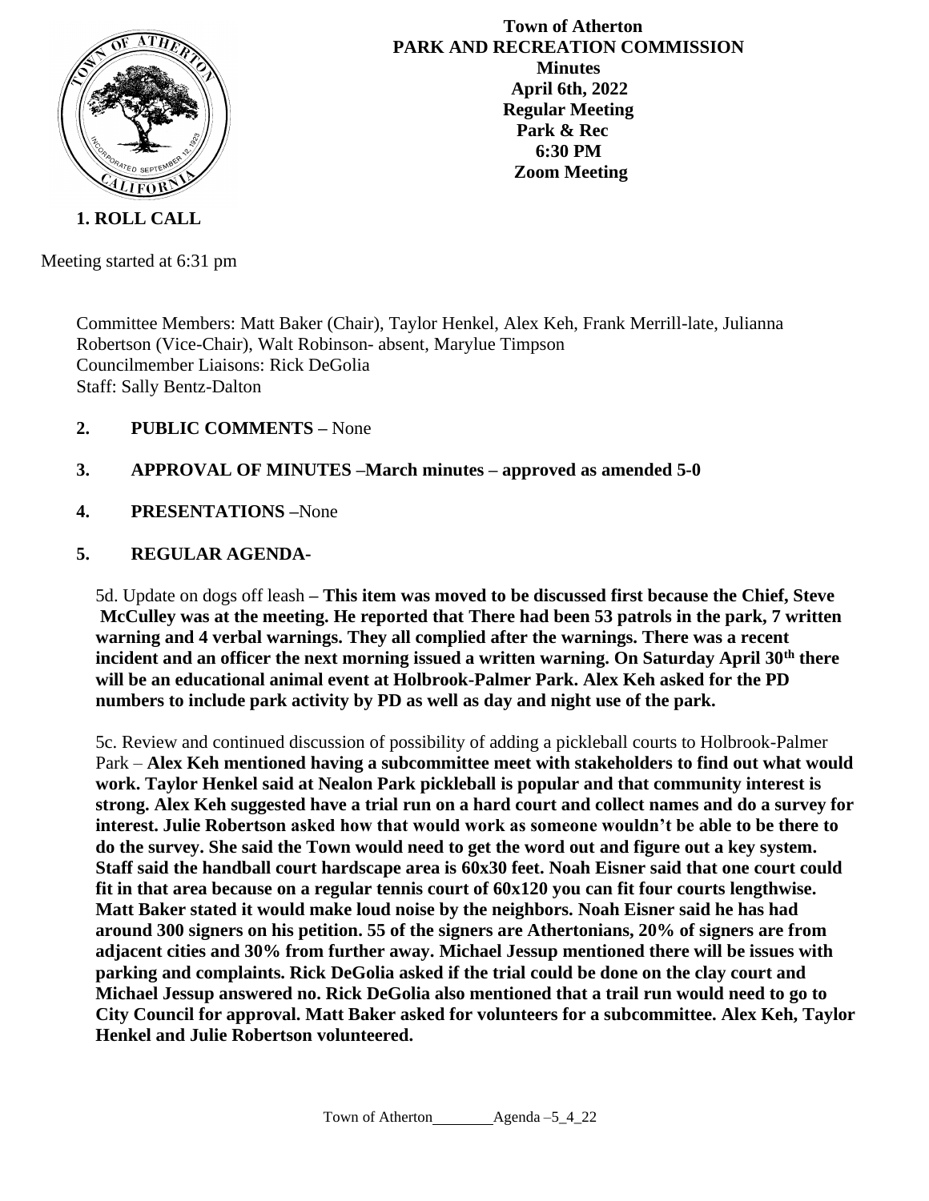**Town of Atherton**
**PARK AND RECREATION COMMISSION**
**Minutes**
**April 6th, 2022**
**Regular Meeting**
**Park & Rec**
**6:30 PM**
**Zoom Meeting**

## 1. ROLL CALL

Meeting started at 6:31 pm

Committee Members: Matt Baker (Chair), Taylor Henkel, Alex Keh, Frank Merrill-late, Julianna Robertson (Vice-Chair), Walt Robinson- absent, Marylue Timpson
Councilmember Liaisons: Rick DeGolia
Staff: Sally Bentz-Dalton

**2. PUBLIC COMMENTS –** None

**3. APPROVAL OF MINUTES –March minutes – approved as amended 5-0**

**4. PRESENTATIONS –**None

**5. REGULAR AGENDA-**

5d. Update on dogs off leash **– This item was moved to be discussed first because the Chief, Steve McCulley was at the meeting. He reported that There had been 53 patrols in the park, 7 written warning and 4 verbal warnings. They all complied after the warnings. There was a recent incident and an officer the next morning issued a written warning. On Saturday April 30th there will be an educational animal event at Holbrook-Palmer Park. Alex Keh asked for the PD numbers to include park activity by PD as well as day and night use of the park.**

5c. Review and continued discussion of possibility of adding a pickleball courts to Holbrook-Palmer Park – **Alex Keh mentioned having a subcommittee meet with stakeholders to find out what would work. Taylor Henkel said at Nealon Park pickleball is popular and that community interest is strong. Alex Keh suggested have a trial run on a hard court and collect names and do a survey for interest. Julie Robertson asked how that would work as someone wouldn't be able to be there to do the survey. She said the Town would need to get the word out and figure out a key system. Staff said the handball court hardscape area is 60x30 feet. Noah Eisner said that one court could fit in that area because on a regular tennis court of 60x120 you can fit four courts lengthwise. Matt Baker stated it would make loud noise by the neighbors. Noah Eisner said he has had around 300 signers on his petition. 55 of the signers are Athertonians, 20% of signers are from adjacent cities and 30% from further away. Michael Jessup mentioned there will be issues with parking and complaints. Rick DeGolia asked if the trial could be done on the clay court and Michael Jessup answered no. Rick DeGolia also mentioned that a trail run would need to go to City Council for approval. Matt Baker asked for volunteers for a subcommittee. Alex Keh, Taylor Henkel and Julie Robertson volunteered.**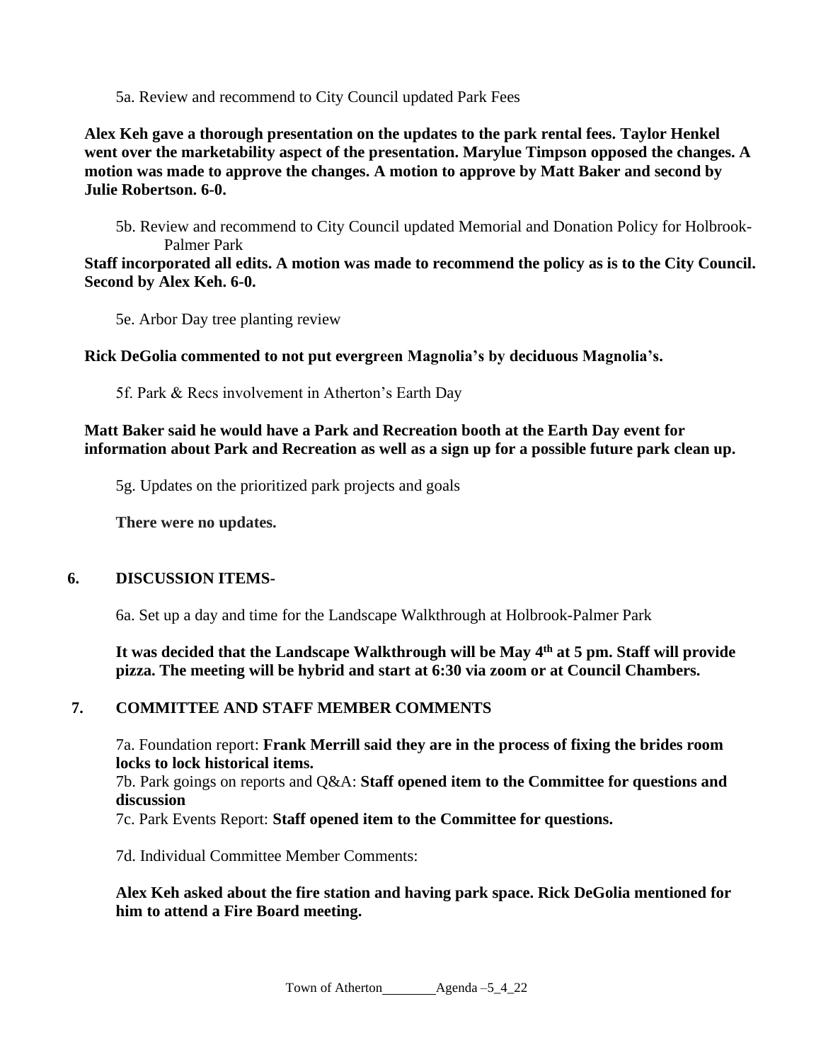5a. Review and recommend to City Council updated Park Fees

**Alex Keh gave a thorough presentation on the updates to the park rental fees. Taylor Henkel went over the marketability aspect of the presentation. Marylue Timpson opposed the changes. A motion was made to approve the changes. A motion to approve by Matt Baker and second by Julie Robertson. 6-0.**

5b. Review and recommend to City Council updated Memorial and Donation Policy for Holbrook-Palmer Park

**Staff incorporated all edits. A motion was made to recommend the policy as is to the City Council. Second by Alex Keh. 6-0.**

5e. Arbor Day tree planting review

**Rick DeGolia commented to not put evergreen Magnolia's by deciduous Magnolia's.**

5f. Park & Recs involvement in Atherton's Earth Day

**Matt Baker said he would have a Park and Recreation booth at the Earth Day event for information about Park and Recreation as well as a sign up for a possible future park clean up.**

5g. Updates on the prioritized park projects and goals

**There were no updates.**

## 6. DISCUSSION ITEMS-

6a. Set up a day and time for the Landscape Walkthrough at Holbrook-Palmer Park

**It was decided that the Landscape Walkthrough will be May 4th at 5 pm. Staff will provide pizza. The meeting will be hybrid and start at 6:30 via zoom or at Council Chambers.**

## 7. COMMITTEE AND STAFF MEMBER COMMENTS

7a. Foundation report: **Frank Merrill said they are in the process of fixing the brides room locks to lock historical items.**

7b. Park goings on reports and Q&A: **Staff opened item to the Committee for questions and discussion**

7c. Park Events Report: **Staff opened item to the Committee for questions.**

7d. Individual Committee Member Comments:

**Alex Keh asked about the fire station and having park space. Rick DeGolia mentioned for him to attend a Fire Board meeting.**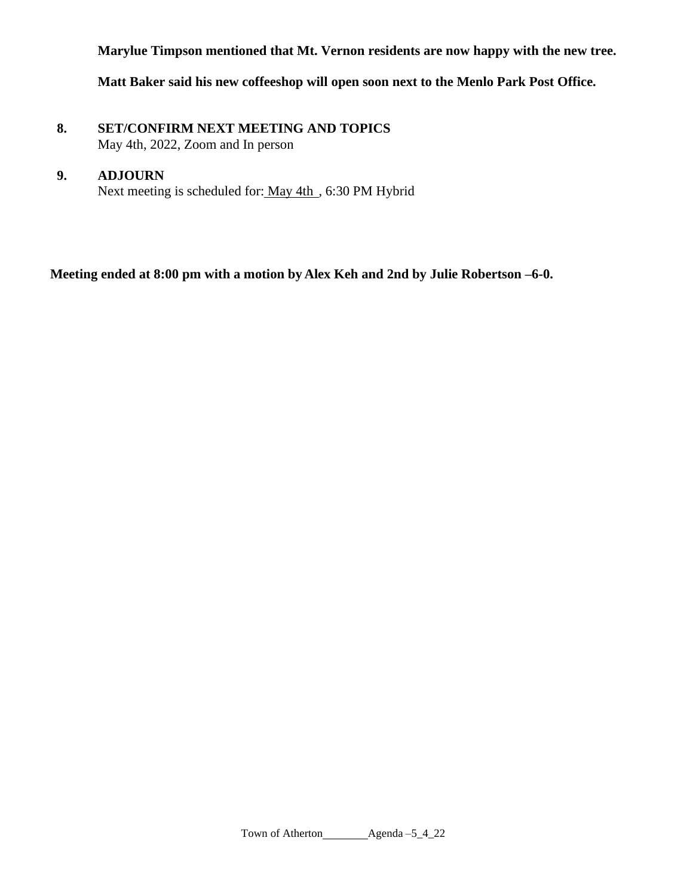**Marylue Timpson mentioned that Mt. Vernon residents are now happy with the new tree.**

**Matt Baker said his new coffeeshop will open soon next to the Menlo Park Post Office.**

**8. SET/CONFIRM NEXT MEETING AND TOPICS**

May 4th, 2022, Zoom and In person

**9. ADJOURN**

Next meeting is scheduled for: May 4th , 6:30 PM Hybrid

**Meeting ended at 8:00 pm with a motion by Alex Keh and 2nd by Julie Robertson –6-0.**